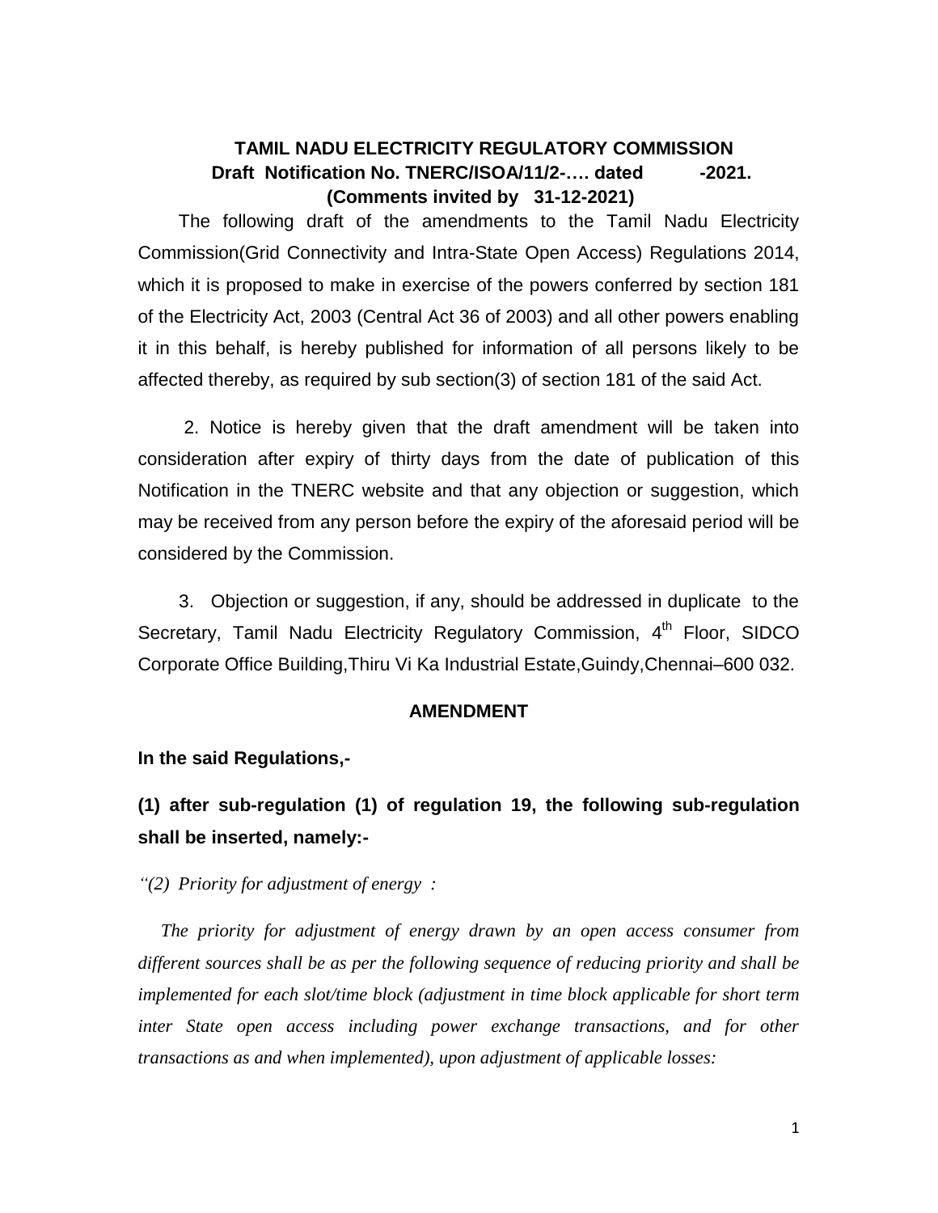**TAMIL NADU ELECTRICITY REGULATORY COMMISSION**
**Draft Notification No. TNERC/ISOA/11/2-…. dated -2021.**
**(Comments invited by 31-12-2021)**

The following draft of the amendments to the Tamil Nadu Electricity Commission(Grid Connectivity and Intra-State Open Access) Regulations 2014, which it is proposed to make in exercise of the powers conferred by section 181 of the Electricity Act, 2003 (Central Act 36 of 2003) and all other powers enabling it in this behalf, is hereby published for information of all persons likely to be affected thereby, as required by sub section(3) of section 181 of the said Act.

2. Notice is hereby given that the draft amendment will be taken into consideration after expiry of thirty days from the date of publication of this Notification in the TNERC website and that any objection or suggestion, which may be received from any person before the expiry of the aforesaid period will be considered by the Commission.

3. Objection or suggestion, if any, should be addressed in duplicate to the Secretary, Tamil Nadu Electricity Regulatory Commission, 4th Floor, SIDCO Corporate Office Building,Thiru Vi Ka Industrial Estate,Guindy,Chennai–600 032.

**AMENDMENT**

**In the said Regulations,-**

**(1) after sub-regulation (1) of regulation 19, the following sub-regulation shall be inserted, namely:-**

*"(2) Priority for adjustment of energy :*

*The priority for adjustment of energy drawn by an open access consumer from different sources shall be as per the following sequence of reducing priority and shall be implemented for each slot/time block (adjustment in time block applicable for short term inter State open access including power exchange transactions, and for other transactions as and when implemented), upon adjustment of applicable losses:*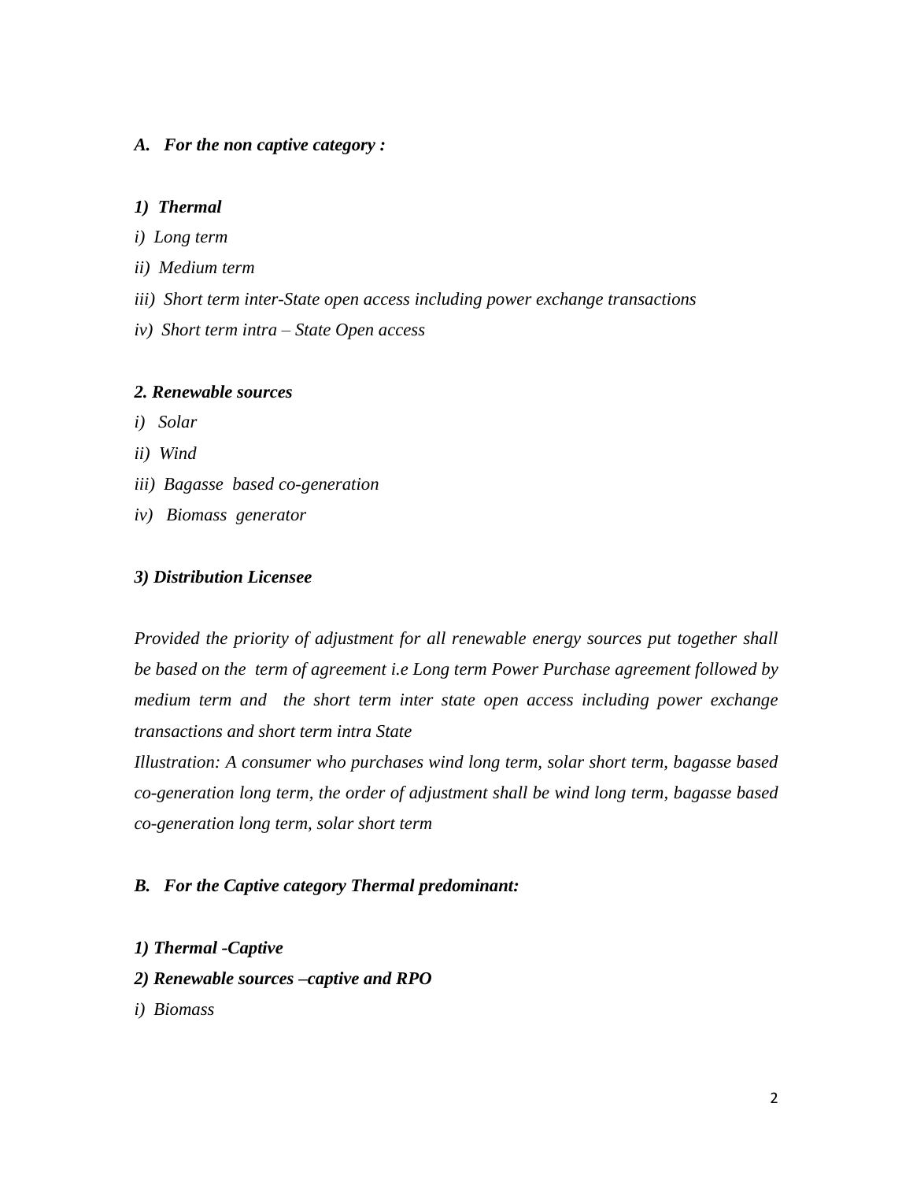***A. For the non captive category :***

***1) Thermal***

*i) Long term*

*ii) Medium term*

*iii) Short term inter-State open access including power exchange transactions*

*iv) Short term intra – State Open access*

***2. Renewable sources***

*i) Solar*

*ii) Wind*

*iii) Bagasse based co-generation*

*iv) Biomass generator*

***3) Distribution Licensee***

*Provided the priority of adjustment for all renewable energy sources put together shall be based on the term of agreement i.e Long term Power Purchase agreement followed by medium term and the short term inter state open access including power exchange transactions and short term intra State*

*Illustration: A consumer who purchases wind long term, solar short term, bagasse based co-generation long term, the order of adjustment shall be wind long term, bagasse based co-generation long term, solar short term*

***B. For the Captive category Thermal predominant:***

***1) Thermal -Captive***

***2) Renewable sources –captive and RPO***

*i) Biomass*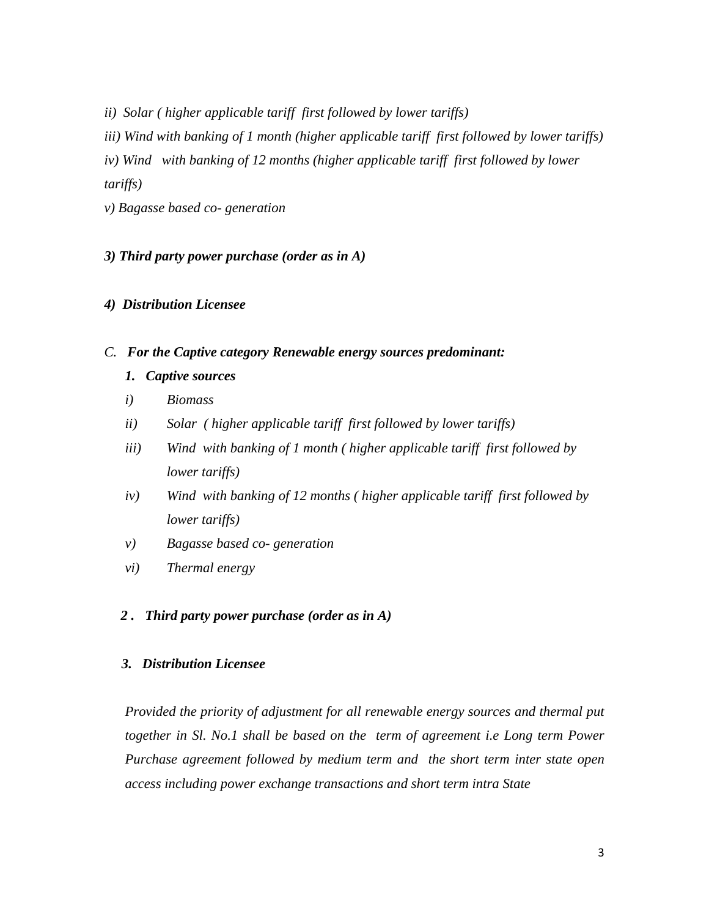*ii) Solar ( higher applicable tariff first followed by lower tariffs)*

*iii) Wind with banking of 1 month (higher applicable tariff first followed by lower tariffs)*

*iv) Wind with banking of 12 months (higher applicable tariff first followed by lower tariffs)*

*v) Bagasse based co- generation*

***3) Third party power purchase (order as in A)***

***4) Distribution Licensee***

*C.* ***For the Captive category Renewable energy sources predominant:***

***1. Captive sources***

*i) Biomass*

*ii) Solar ( higher applicable tariff first followed by lower tariffs)*

*iii) Wind with banking of 1 month ( higher applicable tariff first followed by lower tariffs)*

*iv) Wind with banking of 12 months ( higher applicable tariff first followed by lower tariffs)*

*v) Bagasse based co- generation*

*vi) Thermal energy*

***2 . Third party power purchase (order as in A)***

***3. Distribution Licensee***

*Provided the priority of adjustment for all renewable energy sources and thermal put together in Sl. No.1 shall be based on the term of agreement i.e Long term Power Purchase agreement followed by medium term and the short term inter state open access including power exchange transactions and short term intra State*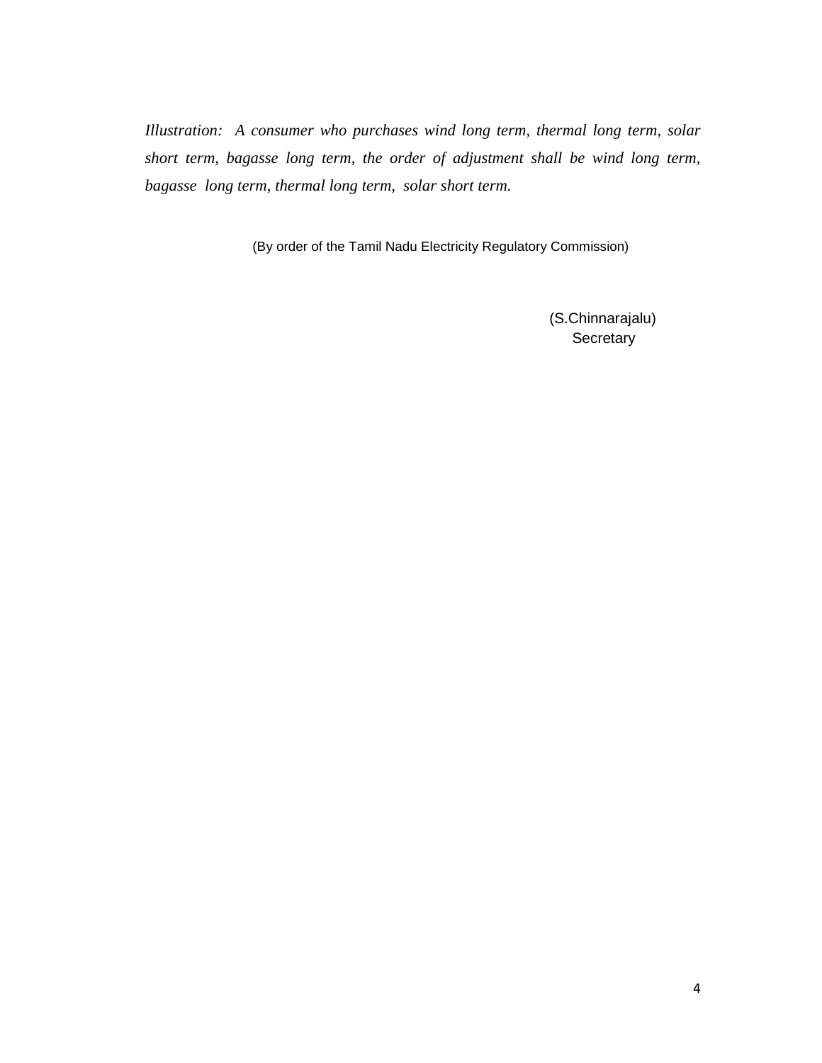*Illustration: A consumer who purchases wind long term, thermal long term, solar short term, bagasse long term, the order of adjustment shall be wind long term, bagasse long term, thermal long term, solar short term.*

(By order of the Tamil Nadu Electricity Regulatory Commission)

(S.Chinnarajalu)
Secretary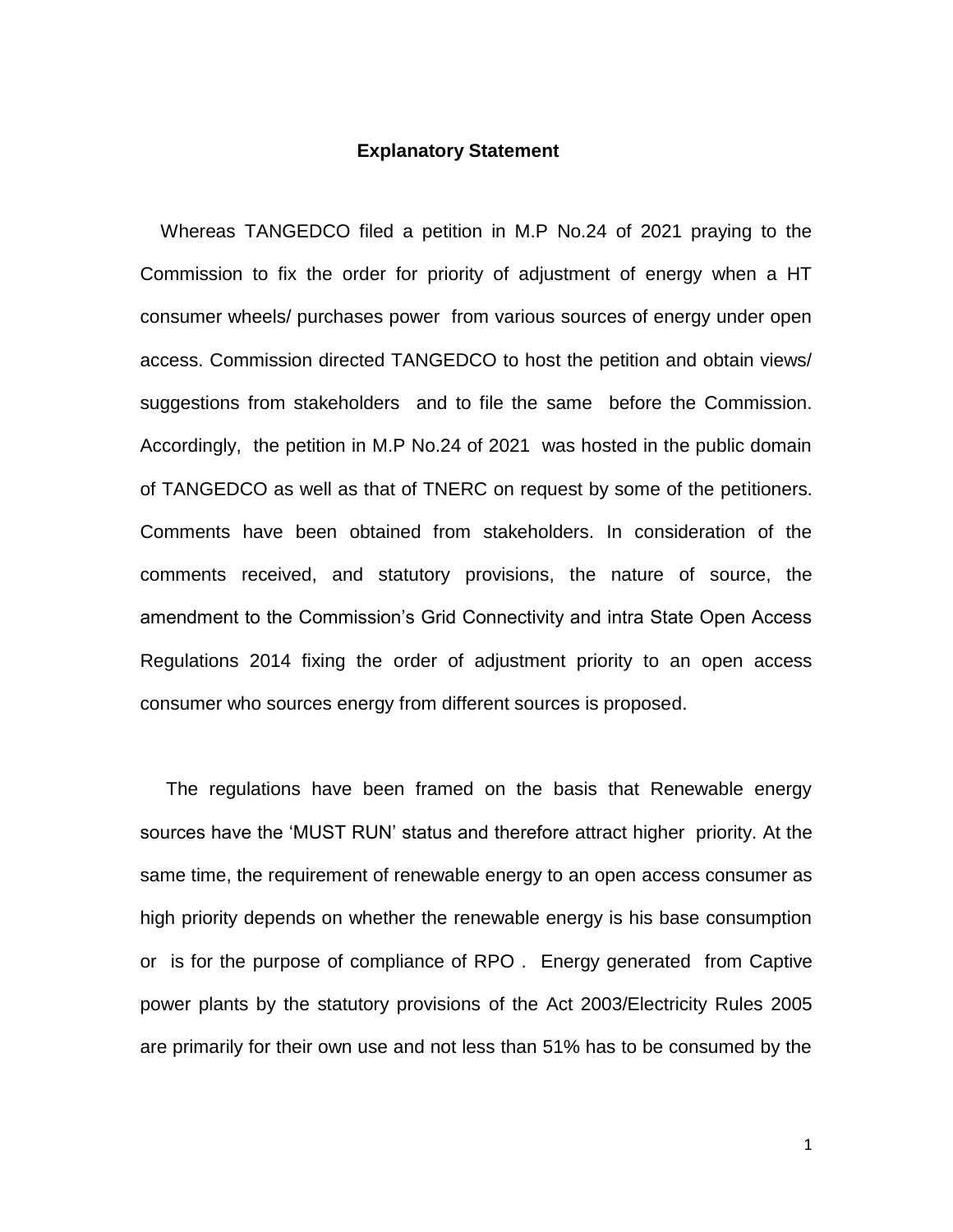**Explanatory Statement**

Whereas TANGEDCO filed a petition in M.P No.24 of 2021 praying to the Commission to fix the order for priority of adjustment of energy when a HT consumer wheels/ purchases power from various sources of energy under open access. Commission directed TANGEDCO to host the petition and obtain views/ suggestions from stakeholders and to file the same before the Commission. Accordingly, the petition in M.P No.24 of 2021 was hosted in the public domain of TANGEDCO as well as that of TNERC on request by some of the petitioners. Comments have been obtained from stakeholders. In consideration of the comments received, and statutory provisions, the nature of source, the amendment to the Commission's Grid Connectivity and intra State Open Access Regulations 2014 fixing the order of adjustment priority to an open access consumer who sources energy from different sources is proposed.

The regulations have been framed on the basis that Renewable energy sources have the 'MUST RUN' status and therefore attract higher priority. At the same time, the requirement of renewable energy to an open access consumer as high priority depends on whether the renewable energy is his base consumption or is for the purpose of compliance of RPO . Energy generated from Captive power plants by the statutory provisions of the Act 2003/Electricity Rules 2005 are primarily for their own use and not less than 51% has to be consumed by the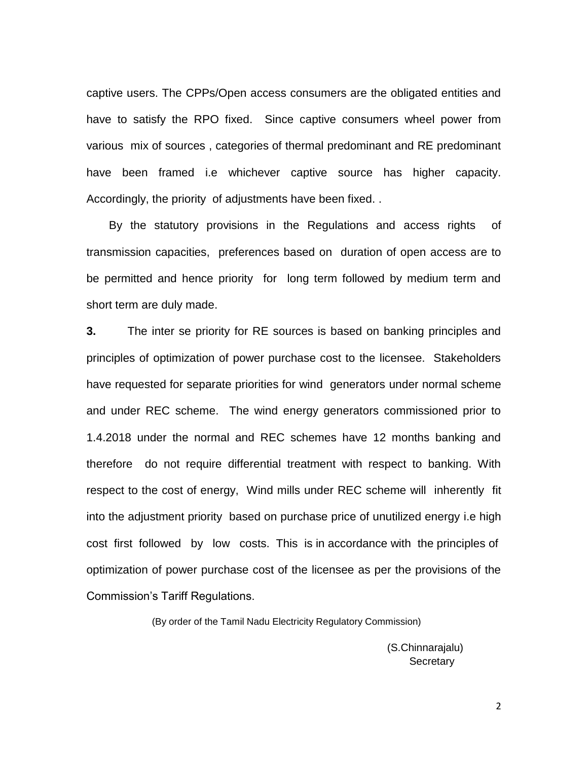captive users. The CPPs/Open access consumers are the obligated entities and have to satisfy the RPO fixed. Since captive consumers wheel power from various mix of sources , categories of thermal predominant and RE predominant have been framed i.e whichever captive source has higher capacity. Accordingly, the priority of adjustments have been fixed. .

By the statutory provisions in the Regulations and access rights of transmission capacities, preferences based on duration of open access are to be permitted and hence priority for long term followed by medium term and short term are duly made.

**3.** The inter se priority for RE sources is based on banking principles and principles of optimization of power purchase cost to the licensee. Stakeholders have requested for separate priorities for wind generators under normal scheme and under REC scheme. The wind energy generators commissioned prior to 1.4.2018 under the normal and REC schemes have 12 months banking and therefore do not require differential treatment with respect to banking. With respect to the cost of energy, Wind mills under REC scheme will inherently fit into the adjustment priority based on purchase price of unutilized energy i.e high cost first followed by low costs. This is in accordance with the principles of optimization of power purchase cost of the licensee as per the provisions of the Commission's Tariff Regulations.

(By order of the Tamil Nadu Electricity Regulatory Commission)

(S.Chinnarajalu)
Secretary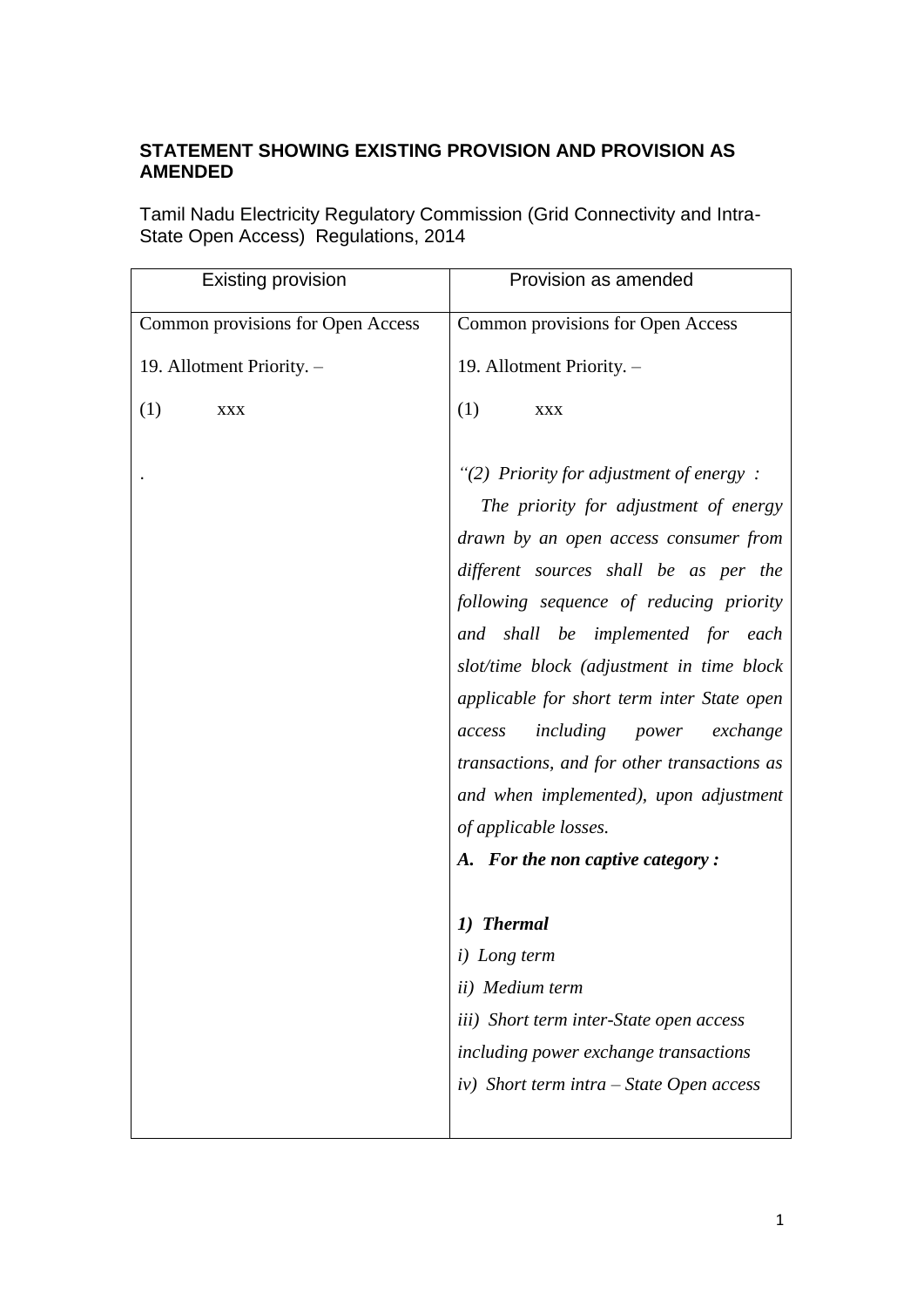**STATEMENT SHOWING EXISTING PROVISION AND PROVISION AS AMENDED**

Tamil Nadu Electricity Regulatory Commission (Grid Connectivity and Intra-State Open Access) Regulations, 2014

| Existing provision | Provision as amended |
| --- | --- |
| Common provisions for Open Access<br><br>19. Allotment Priority. –<br><br>(1) xxx<br><br>. | Common provisions for Open Access<br><br>19. Allotment Priority. –<br><br>(1) xxx<br><br>*“(2) Priority for adjustment of energy :*<br>*The priority for adjustment of energy drawn by an open access consumer from different sources shall be as per the following sequence of reducing priority and shall be implemented for each slot/time block (adjustment in time block applicable for short term inter State open access including power exchange transactions, and for other transactions as and when implemented), upon adjustment of applicable losses.*<br>***A. For the non captive category :***<br><br>***1) Thermal***<br>*i) Long term*<br>*ii) Medium term*<br>*iii) Short term inter-State open access including power exchange transactions*<br>*iv) Short term intra – State Open access* |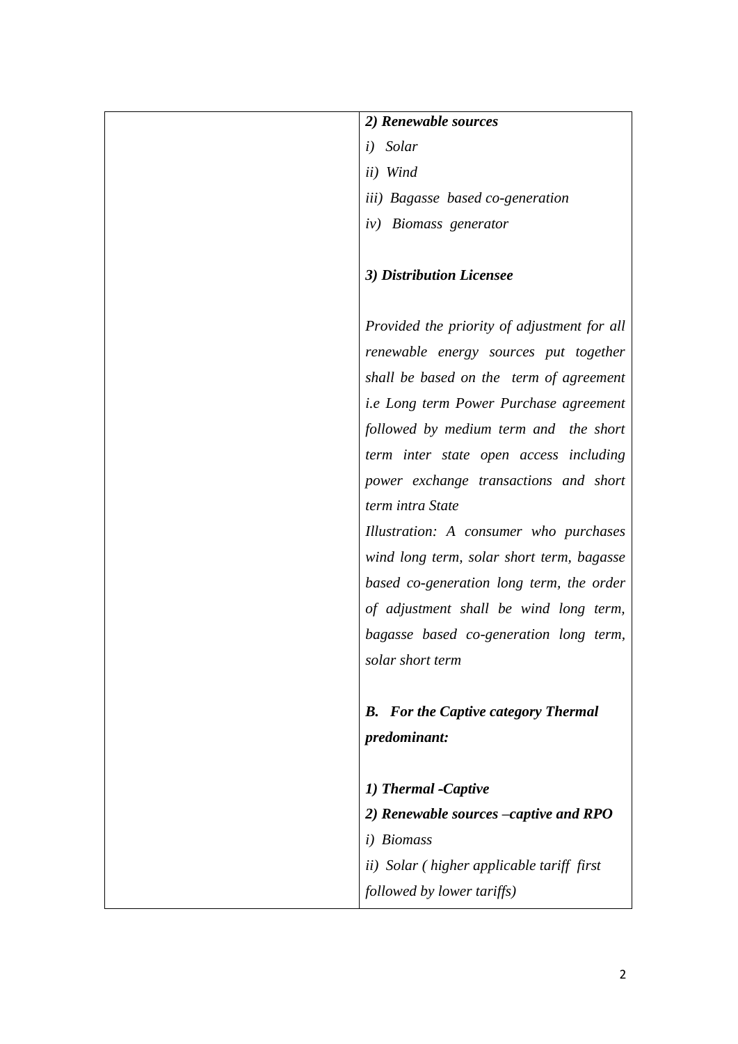| | *2) Renewable sources*<br>*i) Solar*<br>*ii) Wind*<br>*iii) Bagasse based co-generation*<br>*iv) Biomass generator*<br><br>***3) Distribution Licensee***<br><br>*Provided the priority of adjustment for all renewable energy sources put together shall be based on the term of agreement i.e Long term Power Purchase agreement followed by medium term and the short term inter state open access including power exchange transactions and short term intra State*<br>*Illustration: A consumer who purchases wind long term, solar short term, bagasse based co-generation long term, the order of adjustment shall be wind long term, bagasse based co-generation long term, solar short term*<br><br>***B. For the Captive category Thermal predominant:***<br><br>***1) Thermal -Captive***<br>***2) Renewable sources –captive and RPO***<br>*i) Biomass*<br>*ii) Solar ( higher applicable tariff first followed by lower tariffs)* |
|---|---|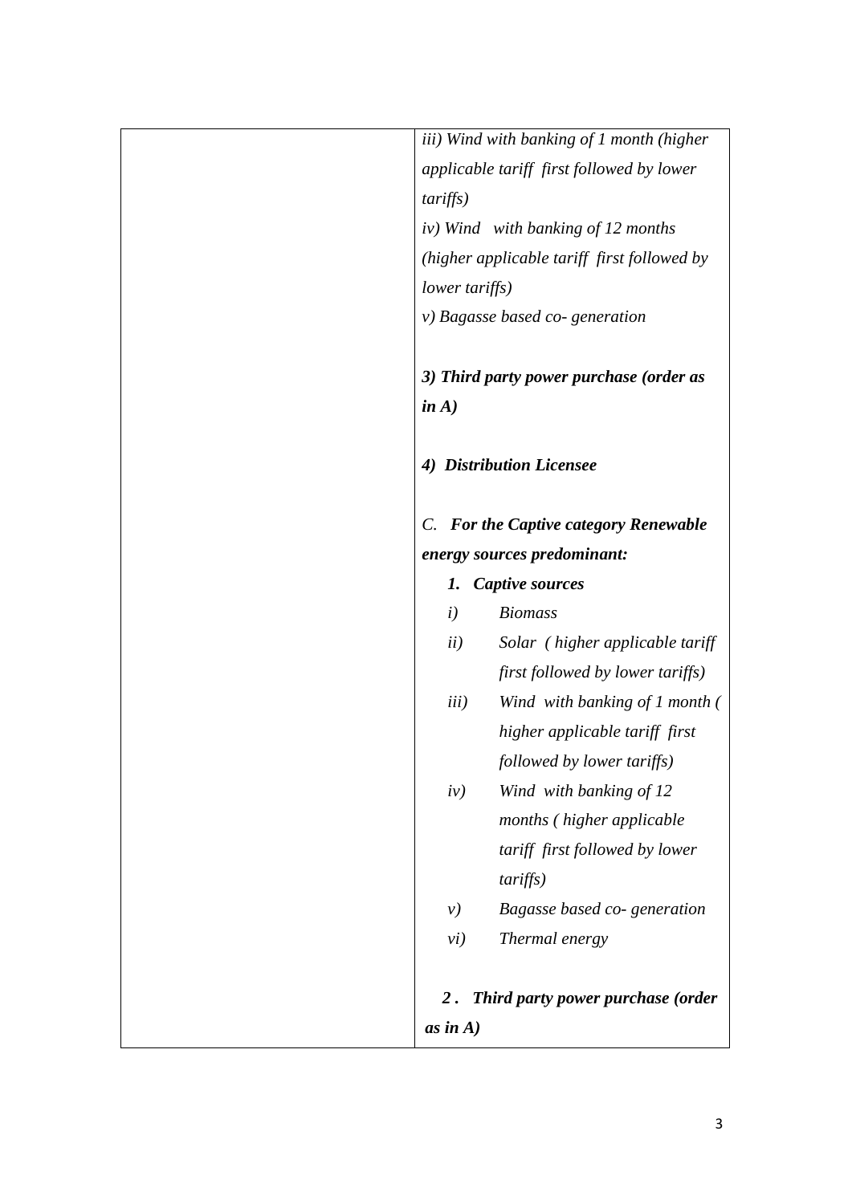| | *iii) Wind with banking of 1 month (higher applicable tariff first followed by lower tariffs)*<br>*iv) Wind with banking of 12 months (higher applicable tariff first followed by lower tariffs)*<br>*v) Bagasse based co- generation*<br><br>***3) Third party power purchase (order as in A)***<br><br>***4) Distribution Licensee***<br><br>*C.* ***For the Captive category Renewable energy sources predominant:***<br>***1. Captive sources***<br>*i) Biomass*<br>*ii) Solar ( higher applicable tariff first followed by lower tariffs)*<br>*iii) Wind with banking of 1 month ( higher applicable tariff first followed by lower tariffs)*<br>*iv) Wind with banking of 12 months ( higher applicable tariff first followed by lower tariffs)*<br>*v) Bagasse based co- generation*<br>*vi) Thermal energy*<br><br>***2 . Third party power purchase (order as in A)*** |
|---|---|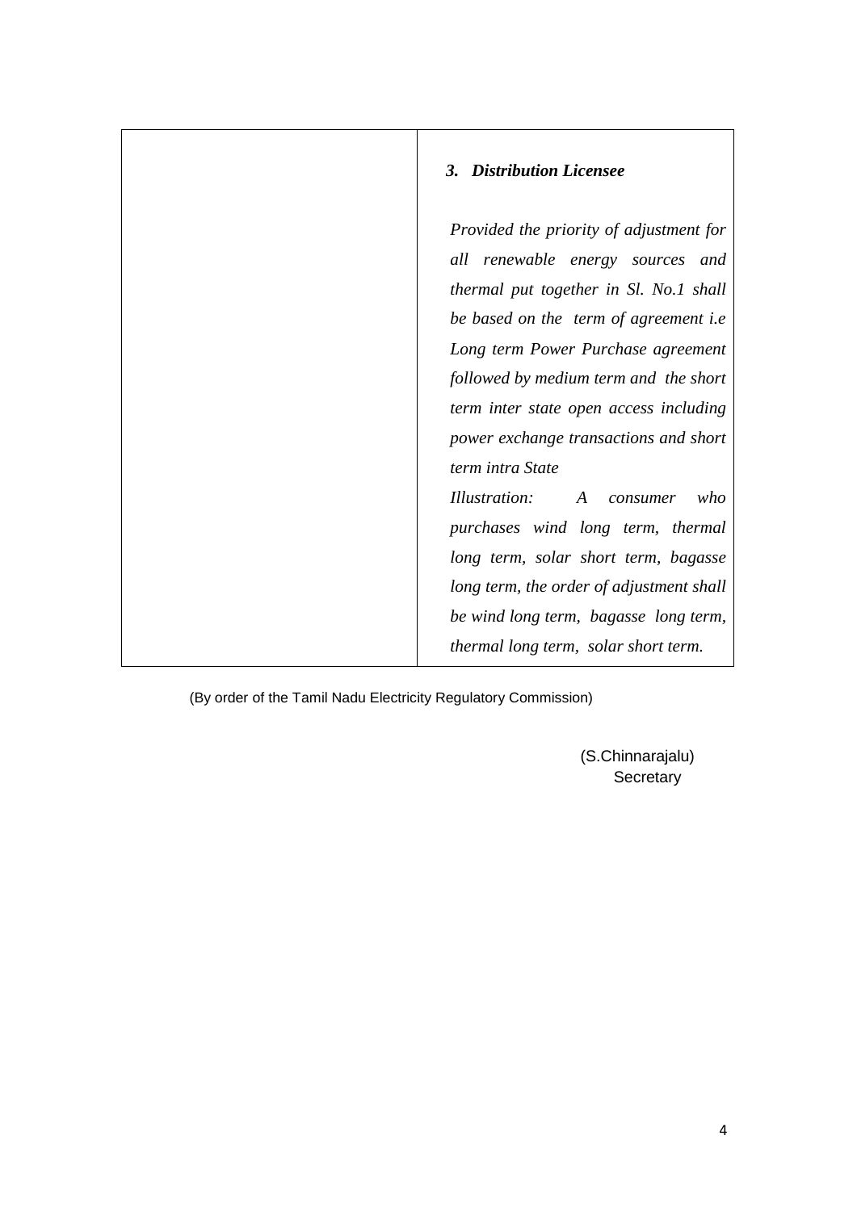| | |
|---|---|
| | ***3. Distribution Licensee***<br><br>*Provided the priority of adjustment for all renewable energy sources and thermal put together in Sl. No.1 shall be based on the term of agreement i.e Long term Power Purchase agreement followed by medium term and the short term inter state open access including power exchange transactions and short term intra State*<br>*Illustration: A consumer who purchases wind long term, thermal long term, solar short term, bagasse long term, the order of adjustment shall be wind long term, bagasse long term, thermal long term, solar short term.* |

(By order of the Tamil Nadu Electricity Regulatory Commission)

(S.Chinnarajalu)
Secretary